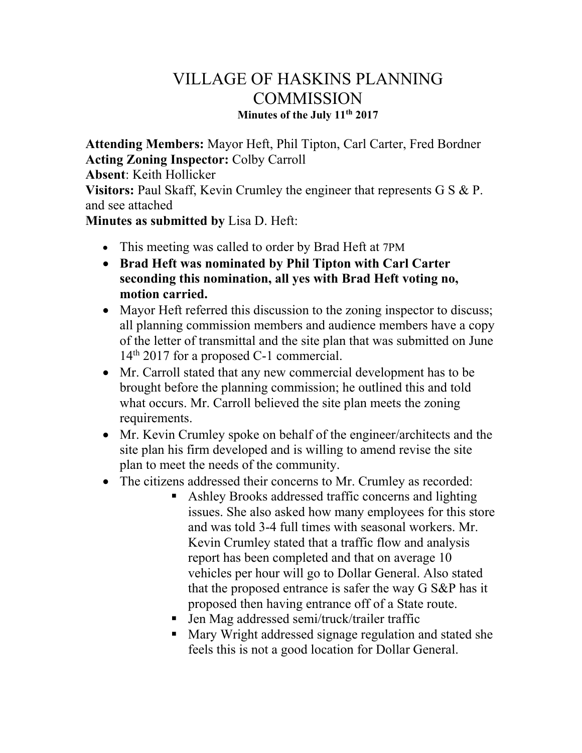# VILLAGE OF HASKINS PLANNING COMMISSION

**Minutes of the July 11th 2017**

**Attending Members:** Mayor Heft, Phil Tipton, Carl Carter, Fred Bordner
**Acting Zoning Inspector:** Colby Carroll
**Absent**: Keith Hollicker
**Visitors:** Paul Skaff, Kevin Crumley the engineer that represents G S & P. and see attached
**Minutes as submitted by** Lisa D. Heft:

- This meeting was called to order by Brad Heft at 7PM
- **Brad Heft was nominated by Phil Tipton with Carl Carter seconding this nomination, all yes with Brad Heft voting no, motion carried.**
- Mayor Heft referred this discussion to the zoning inspector to discuss; all planning commission members and audience members have a copy of the letter of transmittal and the site plan that was submitted on June 14th 2017 for a proposed C-1 commercial.
- Mr. Carroll stated that any new commercial development has to be brought before the planning commission; he outlined this and told what occurs. Mr. Carroll believed the site plan meets the zoning requirements.
- Mr. Kevin Crumley spoke on behalf of the engineer/architects and the site plan his firm developed and is willing to amend revise the site plan to meet the needs of the community.
- The citizens addressed their concerns to Mr. Crumley as recorded:
  - Ashley Brooks addressed traffic concerns and lighting issues. She also asked how many employees for this store and was told 3-4 full times with seasonal workers. Mr. Kevin Crumley stated that a traffic flow and analysis report has been completed and that on average 10 vehicles per hour will go to Dollar General. Also stated that the proposed entrance is safer the way G S&P has it proposed then having entrance off of a State route.
  - Jen Mag addressed semi/truck/trailer traffic
  - Mary Wright addressed signage regulation and stated she feels this is not a good location for Dollar General.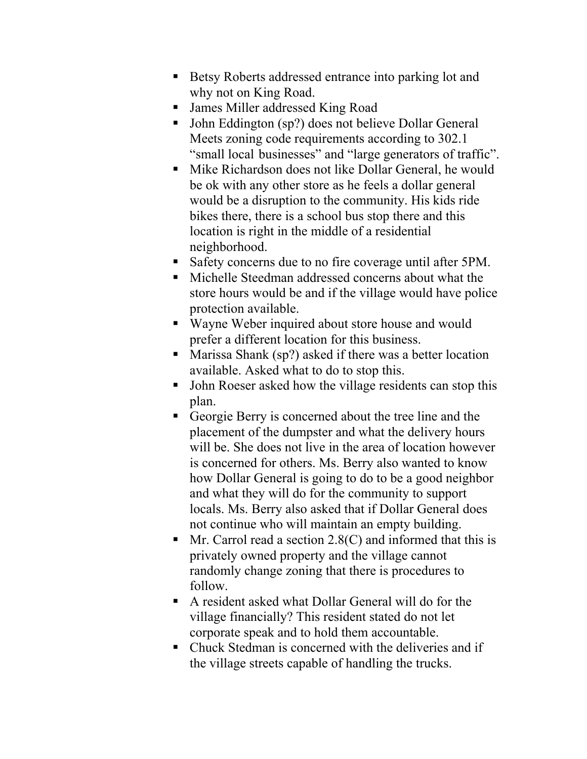- Betsy Roberts addressed entrance into parking lot and why not on King Road.
- James Miller addressed King Road
- John Eddington (sp?) does not believe Dollar General Meets zoning code requirements according to 302.1 “small local businesses” and “large generators of traffic”.
- Mike Richardson does not like Dollar General, he would be ok with any other store as he feels a dollar general would be a disruption to the community. His kids ride bikes there, there is a school bus stop there and this location is right in the middle of a residential neighborhood.
- Safety concerns due to no fire coverage until after 5PM.
- Michelle Steedman addressed concerns about what the store hours would be and if the village would have police protection available.
- Wayne Weber inquired about store house and would prefer a different location for this business.
- Marissa Shank (sp?) asked if there was a better location available. Asked what to do to stop this.
- John Roeser asked how the village residents can stop this plan.
- Georgie Berry is concerned about the tree line and the placement of the dumpster and what the delivery hours will be. She does not live in the area of location however is concerned for others. Ms. Berry also wanted to know how Dollar General is going to do to be a good neighbor and what they will do for the community to support locals. Ms. Berry also asked that if Dollar General does not continue who will maintain an empty building.
- Mr. Carrol read a section 2.8(C) and informed that this is privately owned property and the village cannot randomly change zoning that there is procedures to follow.
- A resident asked what Dollar General will do for the village financially? This resident stated do not let corporate speak and to hold them accountable.
- Chuck Stedman is concerned with the deliveries and if the village streets capable of handling the trucks.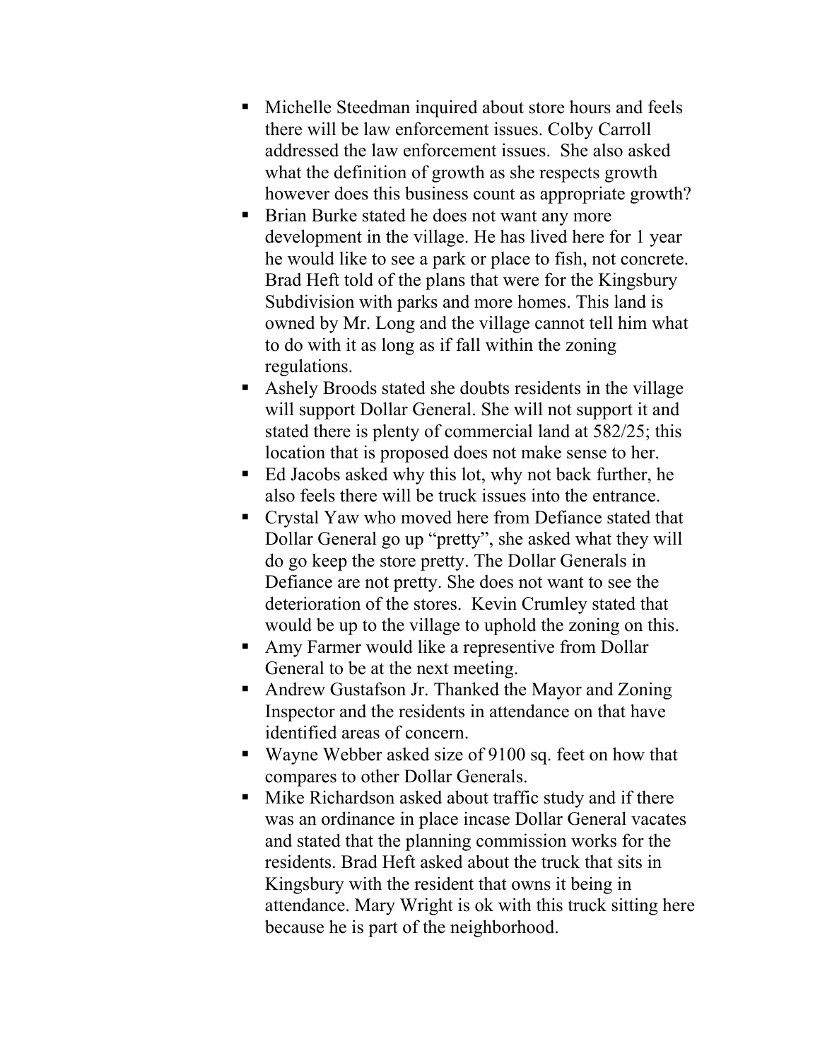- Michelle Steedman inquired about store hours and feels there will be law enforcement issues. Colby Carroll addressed the law enforcement issues. She also asked what the definition of growth as she respects growth however does this business count as appropriate growth?
- Brian Burke stated he does not want any more development in the village. He has lived here for 1 year he would like to see a park or place to fish, not concrete. Brad Heft told of the plans that were for the Kingsbury Subdivision with parks and more homes. This land is owned by Mr. Long and the village cannot tell him what to do with it as long as if fall within the zoning regulations.
- Ashely Broods stated she doubts residents in the village will support Dollar General. She will not support it and stated there is plenty of commercial land at 582/25; this location that is proposed does not make sense to her.
- Ed Jacobs asked why this lot, why not back further, he also feels there will be truck issues into the entrance.
- Crystal Yaw who moved here from Defiance stated that Dollar General go up "pretty", she asked what they will do go keep the store pretty. The Dollar Generals in Defiance are not pretty. She does not want to see the deterioration of the stores. Kevin Crumley stated that would be up to the village to uphold the zoning on this.
- Amy Farmer would like a representive from Dollar General to be at the next meeting.
- Andrew Gustafson Jr. Thanked the Mayor and Zoning Inspector and the residents in attendance on that have identified areas of concern.
- Wayne Webber asked size of 9100 sq. feet on how that compares to other Dollar Generals.
- Mike Richardson asked about traffic study and if there was an ordinance in place incase Dollar General vacates and stated that the planning commission works for the residents. Brad Heft asked about the truck that sits in Kingsbury with the resident that owns it being in attendance. Mary Wright is ok with this truck sitting here because he is part of the neighborhood.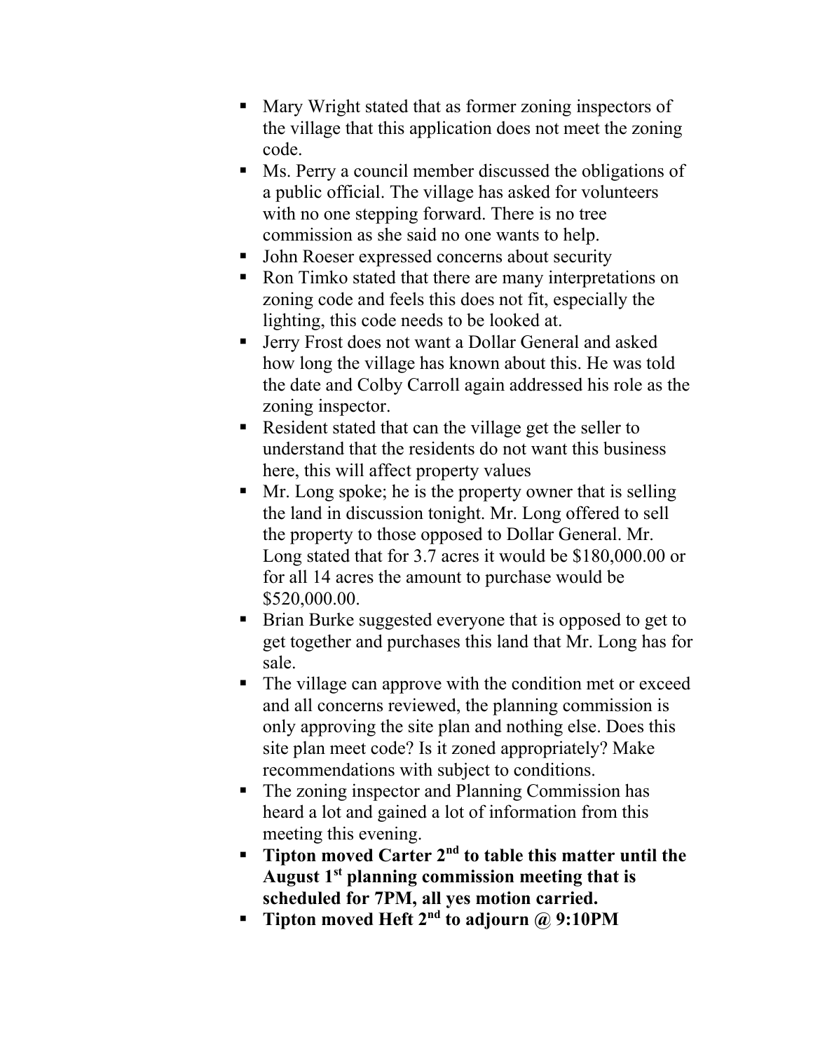- Mary Wright stated that as former zoning inspectors of the village that this application does not meet the zoning code.
- Ms. Perry a council member discussed the obligations of a public official. The village has asked for volunteers with no one stepping forward. There is no tree commission as she said no one wants to help.
- John Roeser expressed concerns about security
- Ron Timko stated that there are many interpretations on zoning code and feels this does not fit, especially the lighting, this code needs to be looked at.
- Jerry Frost does not want a Dollar General and asked how long the village has known about this. He was told the date and Colby Carroll again addressed his role as the zoning inspector.
- Resident stated that can the village get the seller to understand that the residents do not want this business here, this will affect property values
- Mr. Long spoke; he is the property owner that is selling the land in discussion tonight. Mr. Long offered to sell the property to those opposed to Dollar General. Mr. Long stated that for 3.7 acres it would be $180,000.00 or for all 14 acres the amount to purchase would be $520,000.00.
- Brian Burke suggested everyone that is opposed to get to get together and purchases this land that Mr. Long has for sale.
- The village can approve with the condition met or exceed and all concerns reviewed, the planning commission is only approving the site plan and nothing else. Does this site plan meet code? Is it zoned appropriately? Make recommendations with subject to conditions.
- The zoning inspector and Planning Commission has heard a lot and gained a lot of information from this meeting this evening.
- **Tipton moved Carter 2nd to table this matter until the August 1st planning commission meeting that is scheduled for 7PM, all yes motion carried.**
- **Tipton moved Heft 2nd to adjourn @ 9:10PM**